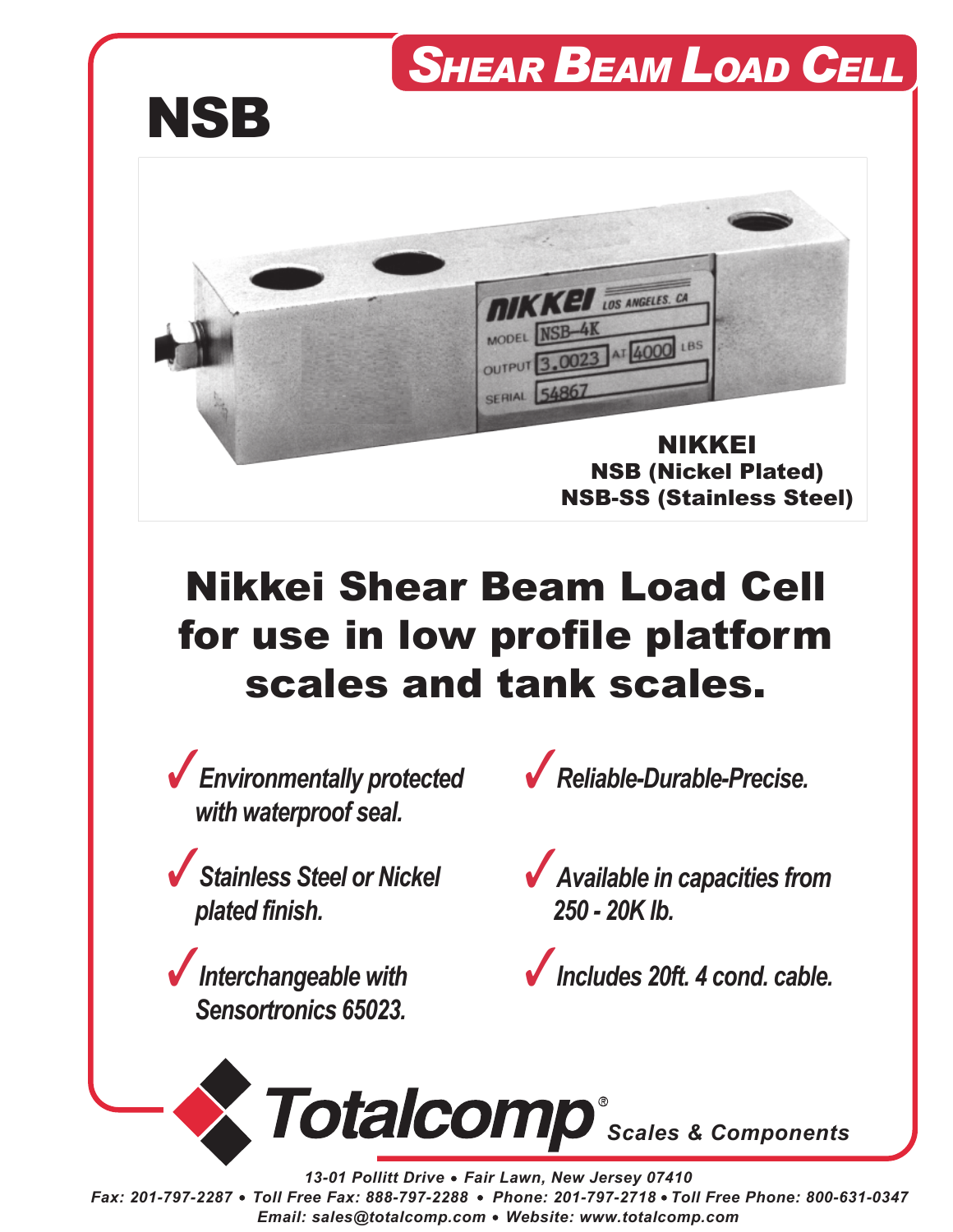**SHEAR BEAM LOAD CELL**

# NSB

**NIKKEI**
**NSB (Nickel Plated)**
**NSB-SS (Stainless Steel)**

## Nikkei Shear Beam Load Cell for use in low profile platform scales and tank scales.

- ✓ *Environmentally protected with waterproof seal.*
- ✓ *Stainless Steel or Nickel plated finish.*
- ✓ *Interchangeable with Sensortronics 65023.*
- ✓ *Reliable-Durable-Precise.*
- ✓ *Available in capacities from 250 - 20K lb.*
- ✓ *Includes 20ft. 4 cond. cable.*

**Totalcomp®** *Scales & Components*

*13-01 Pollitt Drive • Fair Lawn, New Jersey 07410*
*Fax: 201-797-2287 • Toll Free Fax: 888-797-2288 • Phone: 201-797-2718 • Toll Free Phone: 800-631-0347*
*Email: sales@totalcomp.com • Website: www.totalcomp.com*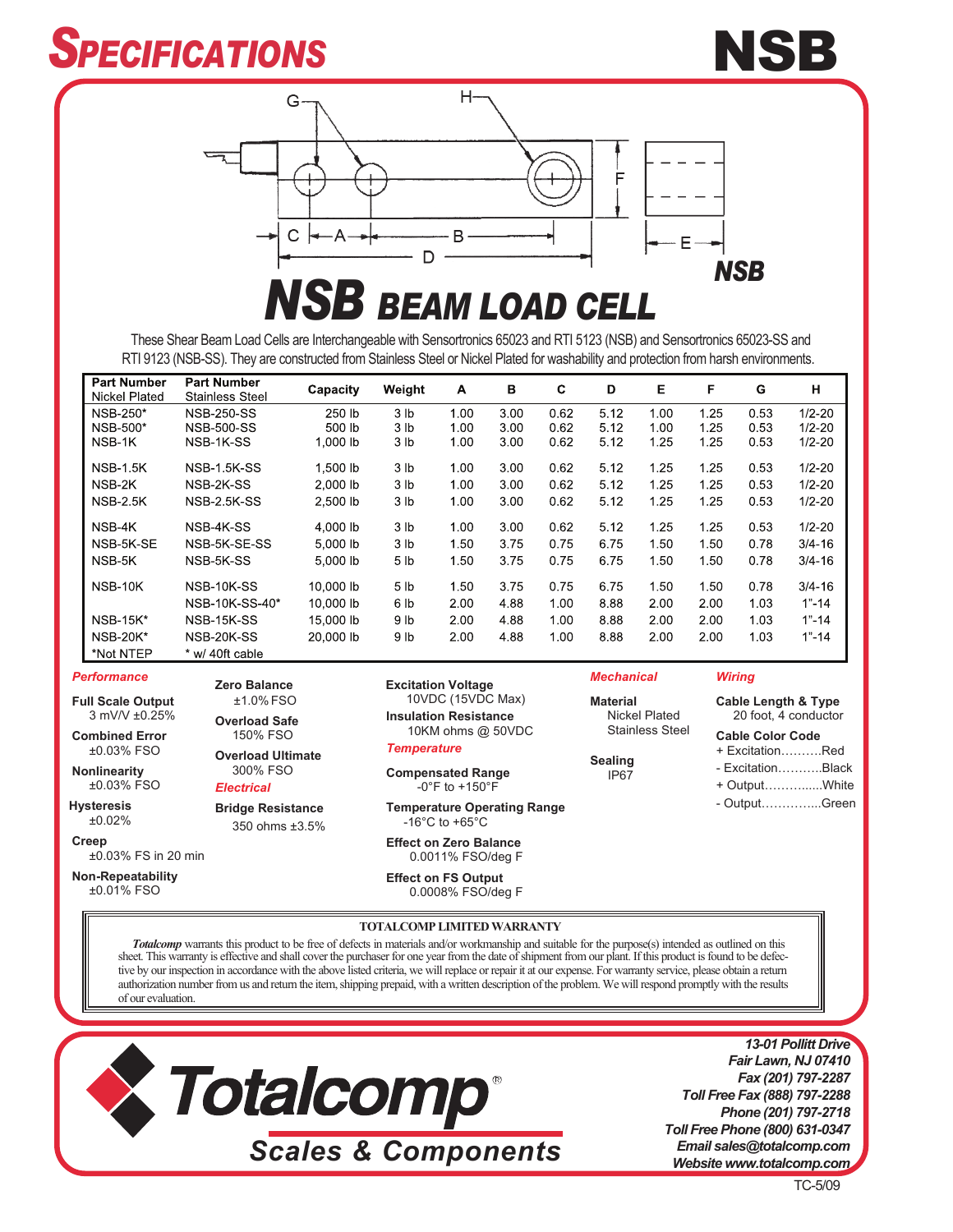# SPECIFICATIONS

# NSB

G
H
F
C
A
B
D
E
NSB

## NSB BEAM LOAD CELL

These Shear Beam Load Cells are Interchangeable with Sensortronics 65023 and RTI 5123 (NSB) and Sensortronics 65023-SS and RTI 9123 (NSB-SS). They are constructed from Stainless Steel or Nickel Plated for washability and protection from harsh environments.

| Part Number Nickel Plated | Part Number Stainless Steel | Capacity | Weight | A | B | C | D | E | F | G | H |
|---|---|---|---|---|---|---|---|---|---|---|---|
| NSB-250* | NSB-250-SS | 250 lb | 3 lb | 1.00 | 3.00 | 0.62 | 5.12 | 1.00 | 1.25 | 0.53 | 1/2-20 |
| NSB-500* | NSB-500-SS | 500 lb | 3 lb | 1.00 | 3.00 | 0.62 | 5.12 | 1.00 | 1.25 | 0.53 | 1/2-20 |
| NSB-1K | NSB-1K-SS | 1,000 lb | 3 lb | 1.00 | 3.00 | 0.62 | 5.12 | 1.25 | 1.25 | 0.53 | 1/2-20 |
| NSB-1.5K | NSB-1.5K-SS | 1,500 lb | 3 lb | 1.00 | 3.00 | 0.62 | 5.12 | 1.25 | 1.25 | 0.53 | 1/2-20 |
| NSB-2K | NSB-2K-SS | 2,000 lb | 3 lb | 1.00 | 3.00 | 0.62 | 5.12 | 1.25 | 1.25 | 0.53 | 1/2-20 |
| NSB-2.5K | NSB-2.5K-SS | 2,500 lb | 3 lb | 1.00 | 3.00 | 0.62 | 5.12 | 1.25 | 1.25 | 0.53 | 1/2-20 |
| NSB-4K | NSB-4K-SS | 4,000 lb | 3 lb | 1.00 | 3.00 | 0.62 | 5.12 | 1.25 | 1.25 | 0.53 | 1/2-20 |
| NSB-5K-SE | NSB-5K-SE-SS | 5,000 lb | 3 lb | 1.50 | 3.75 | 0.75 | 6.75 | 1.50 | 1.50 | 0.78 | 3/4-16 |
| NSB-5K | NSB-5K-SS | 5,000 lb | 5 lb | 1.50 | 3.75 | 0.75 | 6.75 | 1.50 | 1.50 | 0.78 | 3/4-16 |
| NSB-10K | NSB-10K-SS | 10,000 lb | 5 lb | 1.50 | 3.75 | 0.75 | 6.75 | 1.50 | 1.50 | 0.78 | 3/4-16 |
| | NSB-10K-SS-40* | 10,000 lb | 6 lb | 2.00 | 4.88 | 1.00 | 8.88 | 2.00 | 2.00 | 1.03 | 1"-14 |
| NSB-15K* | NSB-15K-SS | 15,000 lb | 9 lb | 2.00 | 4.88 | 1.00 | 8.88 | 2.00 | 2.00 | 1.03 | 1"-14 |
| NSB-20K* | NSB-20K-SS | 20,000 lb | 9 lb | 2.00 | 4.88 | 1.00 | 8.88 | 2.00 | 2.00 | 1.03 | 1"-14 |
| *Not NTEP | * w/ 40ft cable | | | | | | | | | | |

### Performance

**Full Scale Output**
3 mV/V ±0.25%

**Combined Error**
±0.03% FSO

**Nonlinearity**
±0.03% FSO

**Hysteresis**
±0.02%

**Creep**
±0.03% FS in 20 min

**Non-Repeatability**
±0.01% FSO

**Zero Balance**
±1.0% FSO

**Overload Safe**
150% FSO

**Overload Ultimate**
300% FSO

### Electrical

**Bridge Resistance**
350 ohms ±3.5%

**Excitation Voltage**
10VDC (15VDC Max)

**Insulation Resistance**
10K ohms @ 50VDC

### Temperature

**Compensated Range**
-0°F to +150°F

**Temperature Operating Range**
-16°C to +65°C

**Effect on Zero Balance**
0.0011% FSO/deg F

**Effect on FS Output**
0.0008% FSO/deg F

### Mechanical

**Material**
Nickel Plated
Stainless Steel

**Sealing**
IP67

### Wiring

**Cable Length & Type**
20 foot, 4 conductor

**Cable Color Code**
- \+ Excitation..........Red
- \- Excitation...........Black
- \+ Output..............White
- \- Output...............Green

**TOTALCOMP LIMITED WARRANTY**

*Totalcomp* warrants this product to be free of defects in materials and/or workmanship and suitable for the purpose(s) intended as outlined on this sheet. This warranty is effective and shall cover the purchaser for one year from the date of shipment from our plant. If this product is found to be defective by our inspection in accordance with the above listed criteria, we will replace or repair it at our expense. For warranty service, please obtain a return authorization number from us and return the item, shipping prepaid, with a written description of the problem. We will respond promptly with the results of our evaluation.

**Totalcomp®**
**Scales & Components**

13-01 Pollitt Drive
Fair Lawn, NJ 07410
Fax (201) 797-2287
Toll Free Fax (888) 797-2288
Phone (201) 797-2718
Toll Free Phone (800) 631-0347
Email sales@totalcomp.com
Website www.totalcomp.com

TC-5/09